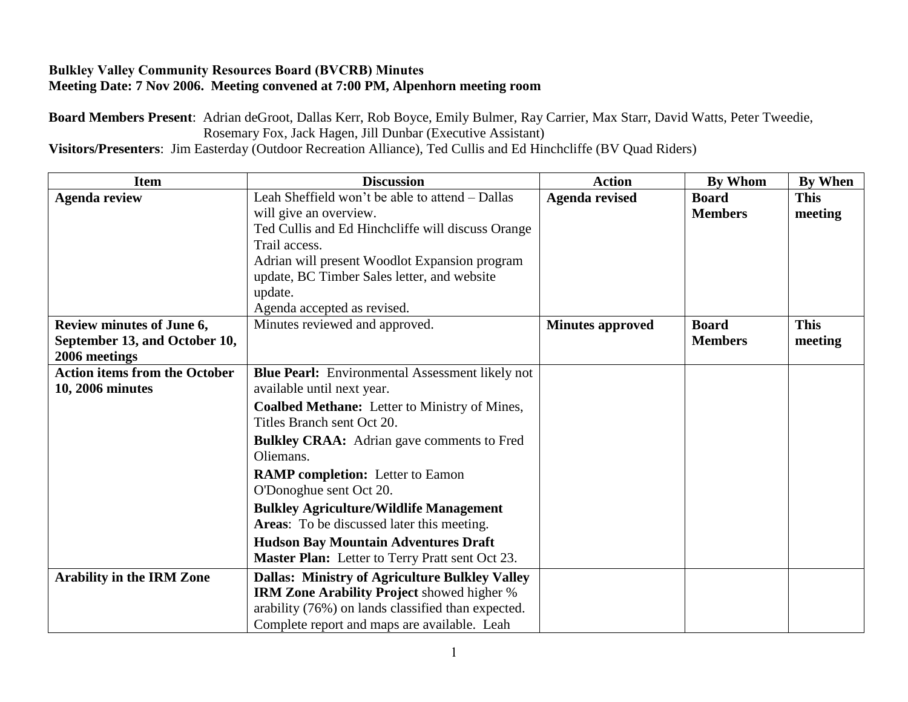**Bulkley Valley Community Resources Board (BVCRB) Minutes**
**Meeting Date: 7 Nov 2006. Meeting convened at 7:00 PM, Alpenhorn meeting room**

**Board Members Present**: Adrian deGroot, Dallas Kerr, Rob Boyce, Emily Bulmer, Ray Carrier, Max Starr, David Watts, Peter Tweedie, Rosemary Fox, Jack Hagen, Jill Dunbar (Executive Assistant)
**Visitors/Presenters**: Jim Easterday (Outdoor Recreation Alliance), Ted Cullis and Ed Hinchcliffe (BV Quad Riders)

| Item | Discussion | Action | By Whom | By When |
|---|---|---|---|---|
| **Agenda review** | Leah Sheffield won't be able to attend – Dallas will give an overview.<br>Ted Cullis and Ed Hinchcliffe will discuss Orange Trail access.<br>Adrian will present Woodlot Expansion program update, BC Timber Sales letter, and website update.<br>Agenda accepted as revised. | **Agenda revised** | **Board Members** | **This meeting** |
| **Review minutes of June 6, September 13, and October 10, 2006 meetings** | Minutes reviewed and approved. | **Minutes approved** | **Board Members** | **This meeting** |
| **Action items from the October 10, 2006 minutes** | **Blue Pearl:** Environmental Assessment likely not available until next year.<br>**Coalbed Methane:** Letter to Ministry of Mines, Titles Branch sent Oct 20.<br>**Bulkley CRAA:** Adrian gave comments to Fred Oliemans.<br>**RAMP completion:** Letter to Eamon O'Donoghue sent Oct 20.<br>**Bulkley Agriculture/Wildlife Management Areas**: To be discussed later this meeting.<br>**Hudson Bay Mountain Adventures Draft Master Plan:** Letter to Terry Pratt sent Oct 23. | | | |
| **Arability in the IRM Zone** | **Dallas: Ministry of Agriculture Bulkley Valley IRM Zone Arability Project** showed higher % arability (76%) on lands classified than expected. Complete report and maps are available. Leah | | | |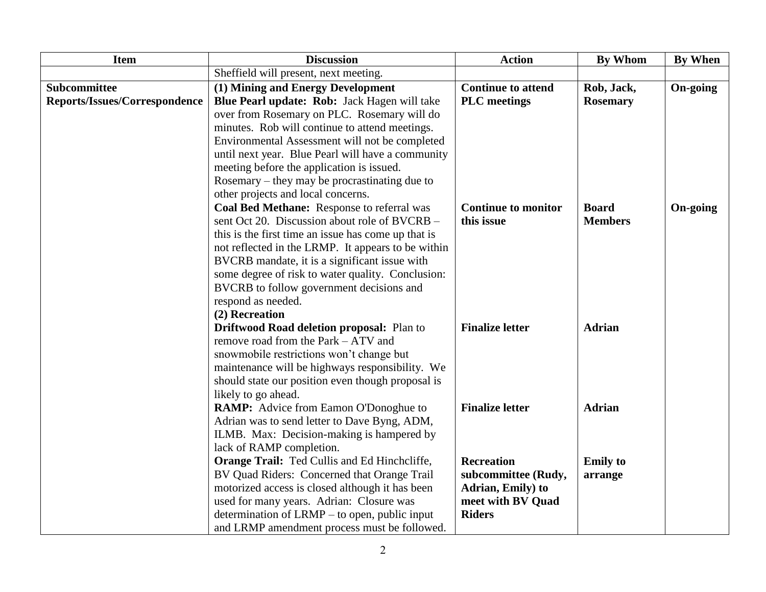| Item | Discussion | Action | By Whom | By When |
|---|---|---|---|---|
| | Sheffield will present, next meeting. | | | |
| **Subcommittee Reports/Issues/Correspondence** | **(1) Mining and Energy Development**<br>**Blue Pearl update: Rob:** Jack Hagen will take over from Rosemary on PLC. Rosemary will do minutes. Rob will continue to attend meetings. Environmental Assessment will not be completed until next year. Blue Pearl will have a community meeting before the application is issued. Rosemary – they may be procrastinating due to other projects and local concerns. | **Continue to attend PLC meetings** | **Rob, Jack, Rosemary** | **On-going** |
| | **Coal Bed Methane:** Response to referral was sent Oct 20. Discussion about role of BVCRB – this is the first time an issue has come up that is not reflected in the LRMP. It appears to be within BVCRB mandate, it is a significant issue with some degree of risk to water quality. Conclusion: BVCRB to follow government decisions and respond as needed. | **Continue to monitor this issue** | **Board Members** | **On-going** |
| | **(2) Recreation**<br>**Driftwood Road deletion proposal:** Plan to remove road from the Park – ATV and snowmobile restrictions won't change but maintenance will be highways responsibility. We should state our position even though proposal is likely to go ahead. | **Finalize letter** | **Adrian** | |
| | **RAMP:** Advice from Eamon O'Donoghue to Adrian was to send letter to Dave Byng, ADM, ILMB. Max: Decision-making is hampered by lack of RAMP completion. | **Finalize letter** | **Adrian** | |
| | **Orange Trail:** Ted Cullis and Ed Hinchcliffe, BV Quad Riders: Concerned that Orange Trail motorized access is closed although it has been used for many years. Adrian: Closure was determination of LRMP – to open, public input and LRMP amendment process must be followed. | **Recreation subcommittee (Rudy, Adrian, Emily) to meet with BV Quad Riders** | **Emily to arrange** | |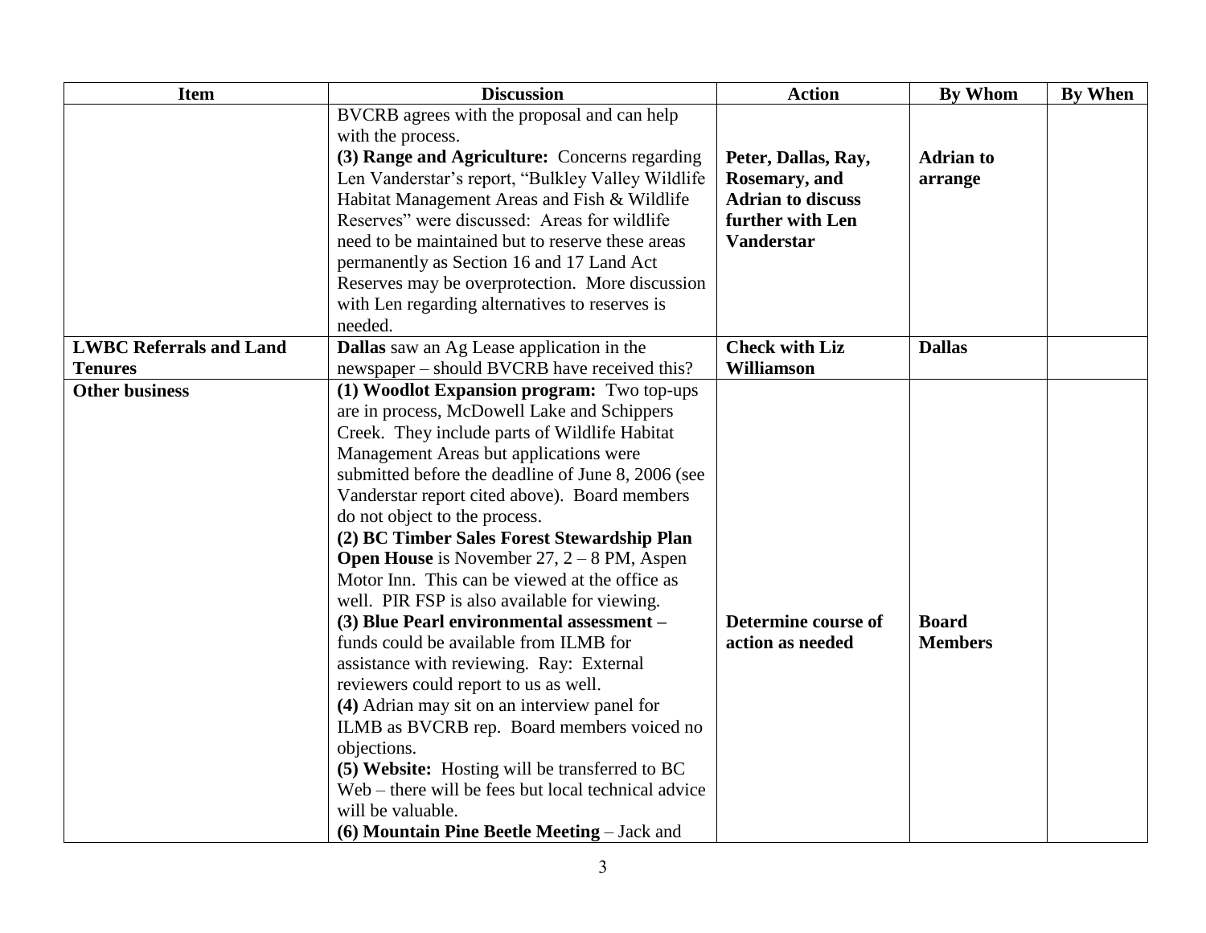| Item | Discussion | Action | By Whom | By When |
|---|---|---|---|---|
| | BVCRB agrees with the proposal and can help with the process.<br>**(3) Range and Agriculture:** Concerns regarding Len Vanderstar's report, "Bulkley Valley Wildlife Habitat Management Areas and Fish & Wildlife Reserves" were discussed: Areas for wildlife need to be maintained but to reserve these areas permanently as Section 16 and 17 Land Act Reserves may be overprotection. More discussion with Len regarding alternatives to reserves is needed. | **Peter, Dallas, Ray, Rosemary, and Adrian to discuss further with Len Vanderstar** | **Adrian to arrange** | |
| **LWBC Referrals and Land Tenures** | **Dallas** saw an Ag Lease application in the newspaper – should BVCRB have received this? | **Check with Liz Williamson** | **Dallas** | |
| **Other business** | **(1) Woodlot Expansion program:** Two top-ups are in process, McDowell Lake and Schippers Creek. They include parts of Wildlife Habitat Management Areas but applications were submitted before the deadline of June 8, 2006 (see Vanderstar report cited above). Board members do not object to the process.<br>**(2) BC Timber Sales Forest Stewardship Plan Open House** is November 27, 2 – 8 PM, Aspen Motor Inn. This can be viewed at the office as well. PIR FSP is also available for viewing.<br>**(3) Blue Pearl environmental assessment –** funds could be available from ILMB for assistance with reviewing. Ray: External reviewers could report to us as well.<br>**(4)** Adrian may sit on an interview panel for ILMB as BVCRB rep. Board members voiced no objections.<br>**(5) Website:** Hosting will be transferred to BC Web – there will be fees but local technical advice will be valuable.<br>**(6) Mountain Pine Beetle Meeting** – Jack and | **Determine course of action as needed** | **Board Members** | |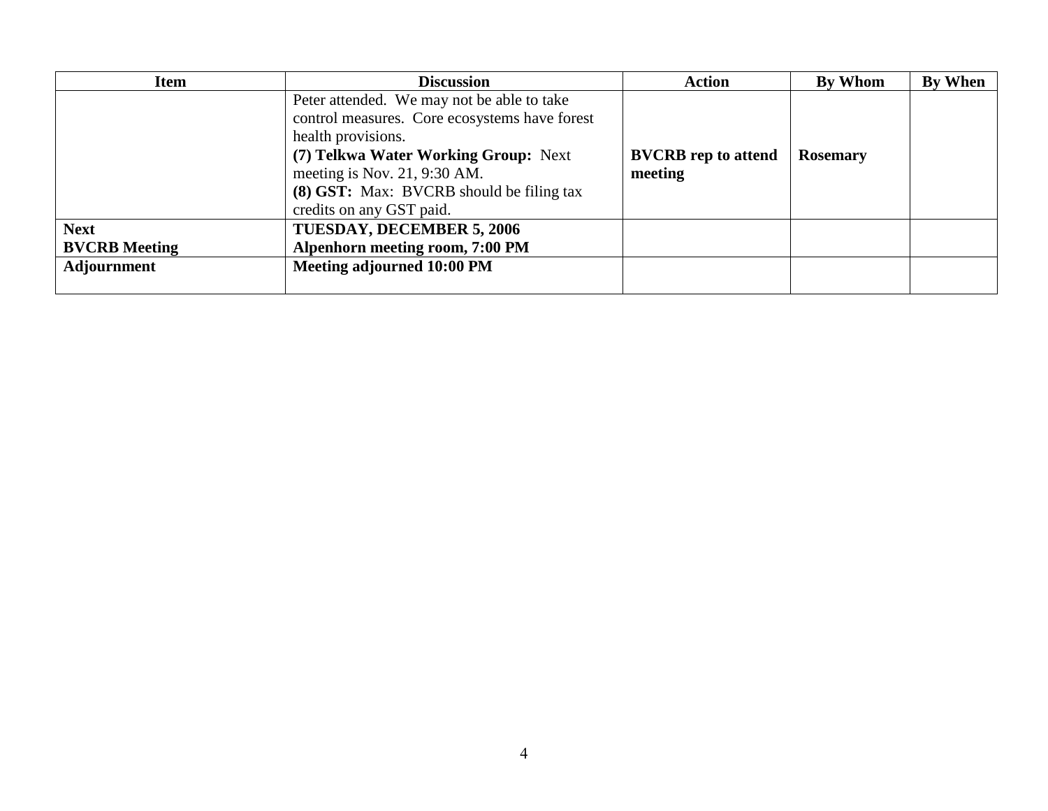| Item | Discussion | Action | By Whom | By When |
|---|---|---|---|---|
| | Peter attended. We may not be able to take control measures. Core ecosystems have forest health provisions.<br>**(7) Telkwa Water Working Group:** Next meeting is Nov. 21, 9:30 AM.<br>**(8) GST:** Max: BVCRB should be filing tax credits on any GST paid. | **BVCRB rep to attend meeting** | **Rosemary** | |
| **Next BVCRB Meeting** | **TUESDAY, DECEMBER 5, 2006**<br>**Alpenhorn meeting room, 7:00 PM** | | | |
| **Adjournment** | **Meeting adjourned 10:00 PM** | | | |